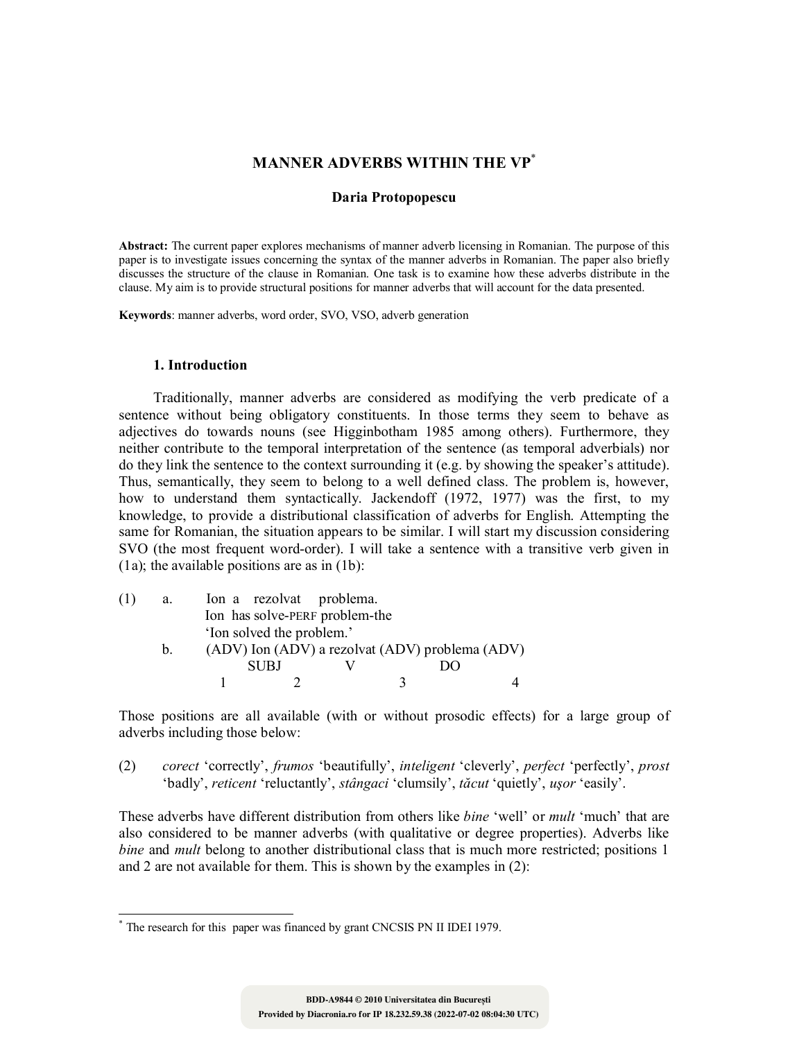# MANNER ADVERBS WITHIN THE VP*

**Daria Protopopescu**

**Abstract:** The current paper explores mechanisms of manner adverb licensing in Romanian. The purpose of this paper is to investigate issues concerning the syntax of the manner adverbs in Romanian. The paper also briefly discusses the structure of the clause in Romanian. One task is to examine how these adverbs distribute in the clause. My aim is to provide structural positions for manner adverbs that will account for the data presented.

**Keywords**: manner adverbs, word order, SVO, VSO, adverb generation

## 1. Introduction

Traditionally, manner adverbs are considered as modifying the verb predicate of a sentence without being obligatory constituents. In those terms they seem to behave as adjectives do towards nouns (see Higginbotham 1985 among others). Furthermore, they neither contribute to the temporal interpretation of the sentence (as temporal adverbials) nor do they link the sentence to the context surrounding it (e.g. by showing the speaker's attitude). Thus, semantically, they seem to belong to a well defined class. The problem is, however, how to understand them syntactically. Jackendoff (1972, 1977) was the first, to my knowledge, to provide a distributional classification of adverbs for English. Attempting the same for Romanian, the situation appears to be similar. I will start my discussion considering SVO (the most frequent word-order). I will take a sentence with a transitive verb given in (1a); the available positions are as in (1b):

```
(1)   a.   Ion a    rezolvat     problema.
           Ion  has solve-PERF problem-the
           'Ion solved the problem.'
      b.   (ADV) Ion (ADV) a rezolvat (ADV) problema (ADV)
                 SUBJ          V              DO
             1           2              3                4
```

Those positions are all available (with or without prosodic effects) for a large group of adverbs including those below:

(2) *corect* 'correctly', *frumos* 'beautifully', *inteligent* 'cleverly', *perfect* 'perfectly', *prost* 'badly', *reticent* 'reluctantly', *stângaci* 'clumsily', *tăcut* 'quietly', *uşor* 'easily'.

These adverbs have different distribution from others like *bine* 'well' or *mult* 'much' that are also considered to be manner adverbs (with qualitative or degree properties). Adverbs like *bine* and *mult* belong to another distributional class that is much more restricted; positions 1 and 2 are not available for them. This is shown by the examples in (2):

---

* The research for this paper was financed by grant CNCSIS PN II IDEI 1979.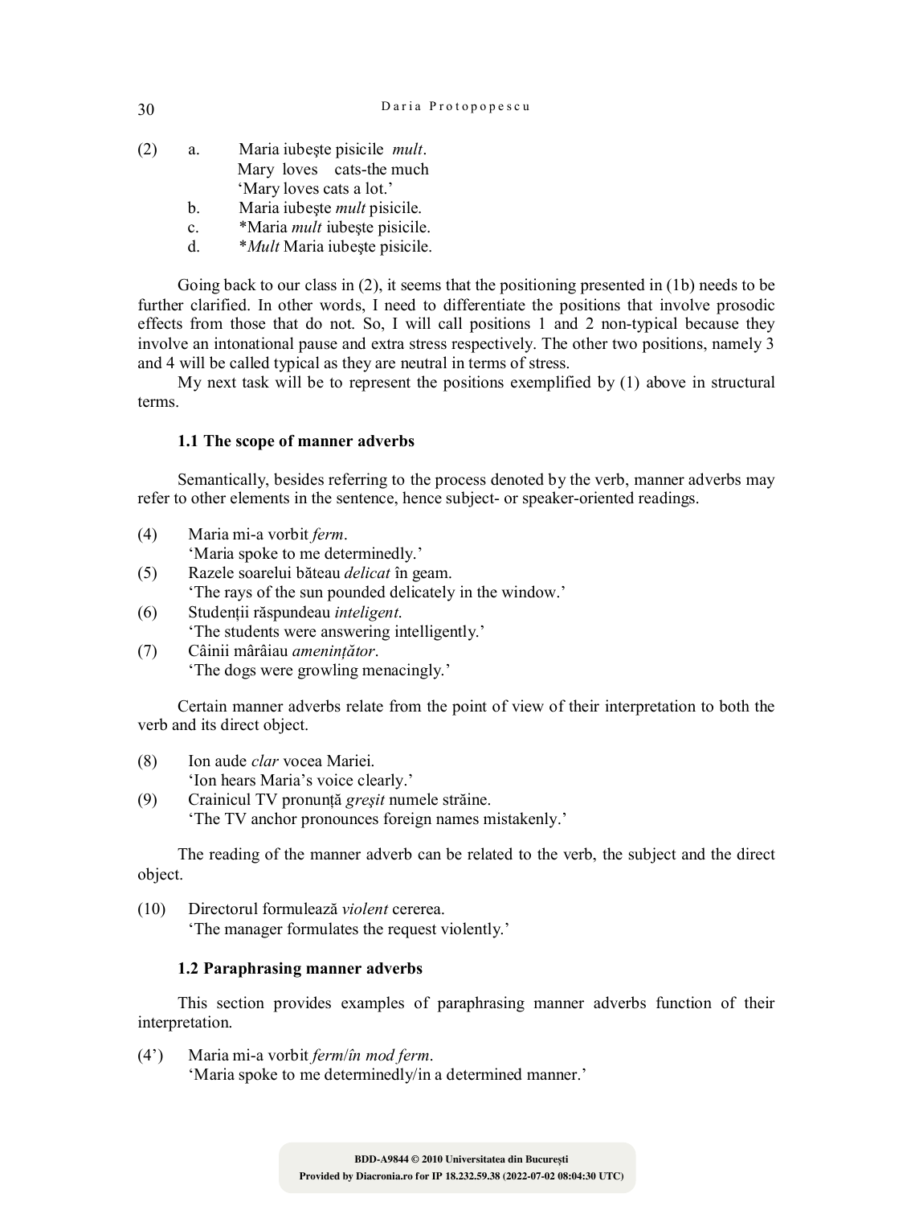(2) a. Maria iubeşte pisicile *mult*.
Mary loves cats-the much
'Mary loves cats a lot.'

b. Maria iubeşte *mult* pisicile.

c. *Maria *mult* iubeşte pisicile.

d. **Mult* Maria iubeşte pisicile.

Going back to our class in (2), it seems that the positioning presented in (1b) needs to be further clarified. In other words, I need to differentiate the positions that involve prosodic effects from those that do not. So, I will call positions 1 and 2 non-typical because they involve an intonational pause and extra stress respectively. The other two positions, namely 3 and 4 will be called typical as they are neutral in terms of stress.

My next task will be to represent the positions exemplified by (1) above in structural terms.

### 1.1 The scope of manner adverbs

Semantically, besides referring to the process denoted by the verb, manner adverbs may refer to other elements in the sentence, hence subject- or speaker-oriented readings.

(4) Maria mi-a vorbit *ferm*.
'Maria spoke to me determinedly.'

(5) Razele soarelui băteau *delicat* în geam.
'The rays of the sun pounded delicately in the window.'

(6) Studenții răspundeau *inteligent*.
'The students were answering intelligently.'

(7) Câinii mârâiau *amenințător*.
'The dogs were growling menacingly.'

Certain manner adverbs relate from the point of view of their interpretation to both the verb and its direct object.

(8) Ion aude *clar* vocea Mariei.
'Ion hears Maria's voice clearly.'

(9) Crainicul TV pronunță *greşit* numele străine.
'The TV anchor pronounces foreign names mistakenly.'

The reading of the manner adverb can be related to the verb, the subject and the direct object.

(10) Directorul formulează *violent* cererea.
'The manager formulates the request violently.'

### 1.2 Paraphrasing manner adverbs

This section provides examples of paraphrasing manner adverbs function of their interpretation.

(4') Maria mi-a vorbit *ferm*/*în mod ferm*.
'Maria spoke to me determinedly/in a determined manner.'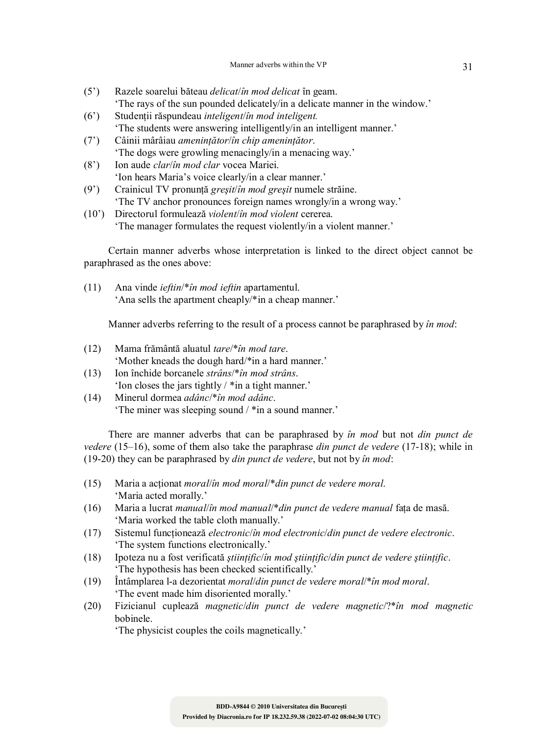(5') Razele soarelui băteau *delicat*/*în mod delicat* în geam.
'The rays of the sun pounded delicately/in a delicate manner in the window.'

(6') Studenții răspundeau *inteligent*/*în mod inteligent.*
'The students were answering intelligently/in an intelligent manner.'

(7') Câinii mârâiau *amenințător*/*în chip amenințător*.
'The dogs were growling menacingly/in a menacing way.'

(8') Ion aude *clar*/*în mod clar* vocea Mariei.
'Ion hears Maria's voice clearly/in a clear manner.'

(9') Crainicul TV pronunță *greşit*/*în mod greşit* numele străine.
'The TV anchor pronounces foreign names wrongly/in a wrong way.'

(10') Directorul formulează *violent*/*în mod violent* cererea.
'The manager formulates the request violently/in a violent manner.'

Certain manner adverbs whose interpretation is linked to the direct object cannot be paraphrased as the ones above:

(11) Ana vinde *ieftin*/\**în mod ieftin* apartamentul.
'Ana sells the apartment cheaply/*in a cheap manner.'

Manner adverbs referring to the result of a process cannot be paraphrased by *în mod*:

(12) Mama frământă aluatul *tare*/\**în mod tare*.
'Mother kneads the dough hard/*in a hard manner.'

(13) Ion închide borcanele *strâns*/\**în mod strâns*.
'Ion closes the jars tightly / *in a tight manner.'

(14) Minerul dormea *adânc*/\**în mod adânc*.
'The miner was sleeping sound / *in a sound manner.'

There are manner adverbs that can be paraphrased by *în mod* but not *din punct de vedere* (15–16), some of them also take the paraphrase *din punct de vedere* (17-18); while in (19-20) they can be paraphrased by *din punct de vedere*, but not by *în mod*:

(15) Maria a acționat *moral*/*în mod moral*/\**din punct de vedere moral*.
'Maria acted morally.'

(16) Maria a lucrat *manual*/*în mod manual*/\**din punct de vedere manual* fața de masă.
'Maria worked the table cloth manually.'

(17) Sistemul funcționează *electronic*/*în mod electronic*/*din punct de vedere electronic*.
'The system functions electronically.'

(18) Ipoteza nu a fost verificată *ştiințific*/*în mod ştiințific*/*din punct de vedere ştiințific*.
'The hypothesis has been checked scientifically.'

(19) Întâmplarea l-a dezorientat *moral*/*din punct de vedere moral*/\**în mod moral*.
'The event made him disoriented morally.'

(20) Fizicianul cuplează *magnetic*/*din punct de vedere magnetic*/?\**în mod magnetic* bobinele.
'The physicist couples the coils magnetically.'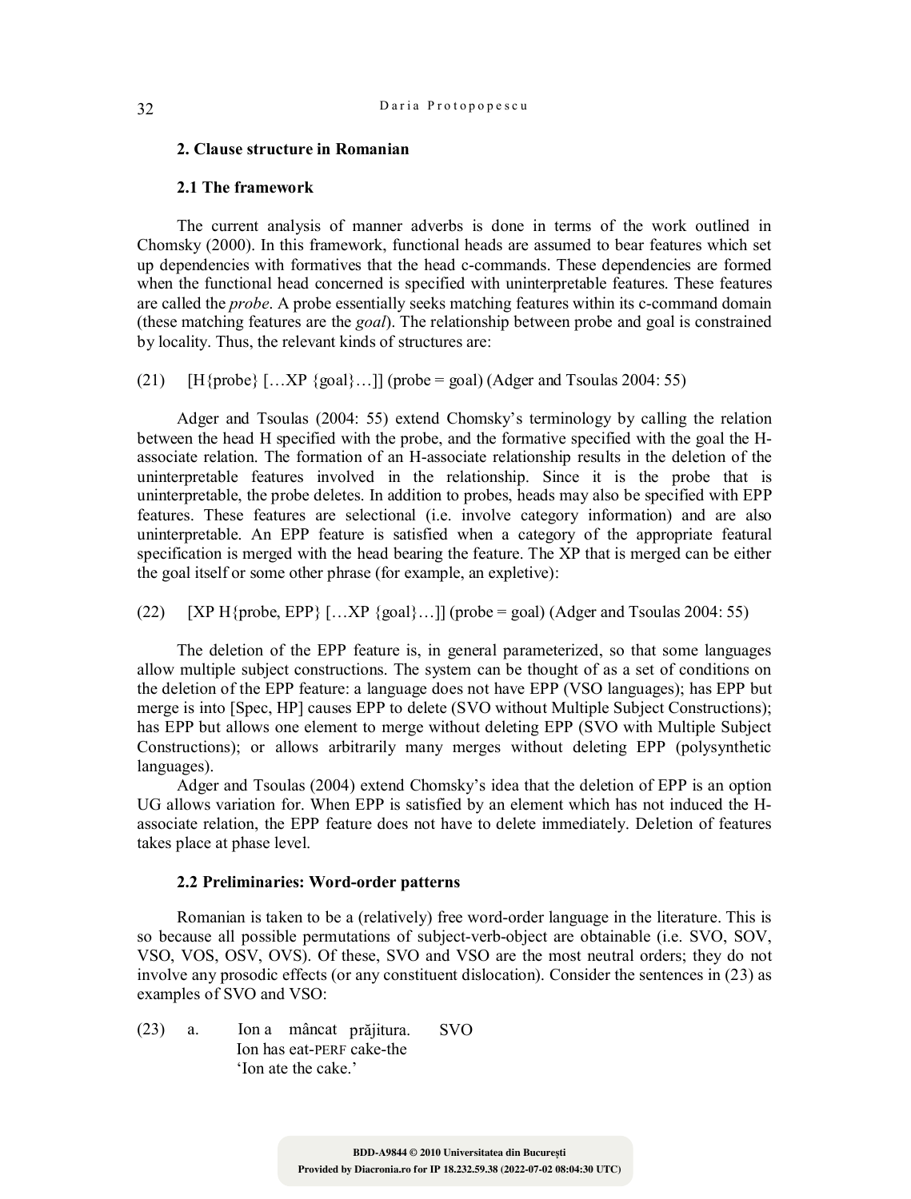## 2. Clause structure in Romanian

### 2.1 The framework

The current analysis of manner adverbs is done in terms of the work outlined in Chomsky (2000). In this framework, functional heads are assumed to bear features which set up dependencies with formatives that the head c-commands. These dependencies are formed when the functional head concerned is specified with uninterpretable features. These features are called the *probe*. A probe essentially seeks matching features within its c-command domain (these matching features are the *goal*). The relationship between probe and goal is constrained by locality. Thus, the relevant kinds of structures are:

(21) [H{probe} […XP {goal}…]] (probe = goal) (Adger and Tsoulas 2004: 55)

Adger and Tsoulas (2004: 55) extend Chomsky's terminology by calling the relation between the head H specified with the probe, and the formative specified with the goal the H-associate relation. The formation of an H-associate relationship results in the deletion of the uninterpretable features involved in the relationship. Since it is the probe that is uninterpretable, the probe deletes. In addition to probes, heads may also be specified with EPP features. These features are selectional (i.e. involve category information) and are also uninterpretable. An EPP feature is satisfied when a category of the appropriate featural specification is merged with the head bearing the feature. The XP that is merged can be either the goal itself or some other phrase (for example, an expletive):

(22) [XP H{probe, EPP} […XP {goal}…]] (probe = goal) (Adger and Tsoulas 2004: 55)

The deletion of the EPP feature is, in general parameterized, so that some languages allow multiple subject constructions. The system can be thought of as a set of conditions on the deletion of the EPP feature: a language does not have EPP (VSO languages); has EPP but merge is into [Spec, HP] causes EPP to delete (SVO without Multiple Subject Constructions); has EPP but allows one element to merge without deleting EPP (SVO with Multiple Subject Constructions); or allows arbitrarily many merges without deleting EPP (polysynthetic languages).

Adger and Tsoulas (2004) extend Chomsky's idea that the deletion of EPP is an option UG allows variation for. When EPP is satisfied by an element which has not induced the H-associate relation, the EPP feature does not have to delete immediately. Deletion of features takes place at phase level.

### 2.2 Preliminaries: Word-order patterns

Romanian is taken to be a (relatively) free word-order language in the literature. This is so because all possible permutations of subject-verb-object are obtainable (i.e. SVO, SOV, VSO, VOS, OSV, OVS). Of these, SVO and VSO are the most neutral orders; they do not involve any prosodic effects (or any constituent dislocation). Consider the sentences in (23) as examples of SVO and VSO:

(23) a. Ion a mâncat prăjitura. SVO
Ion has eat-PERF cake-the
'Ion ate the cake.'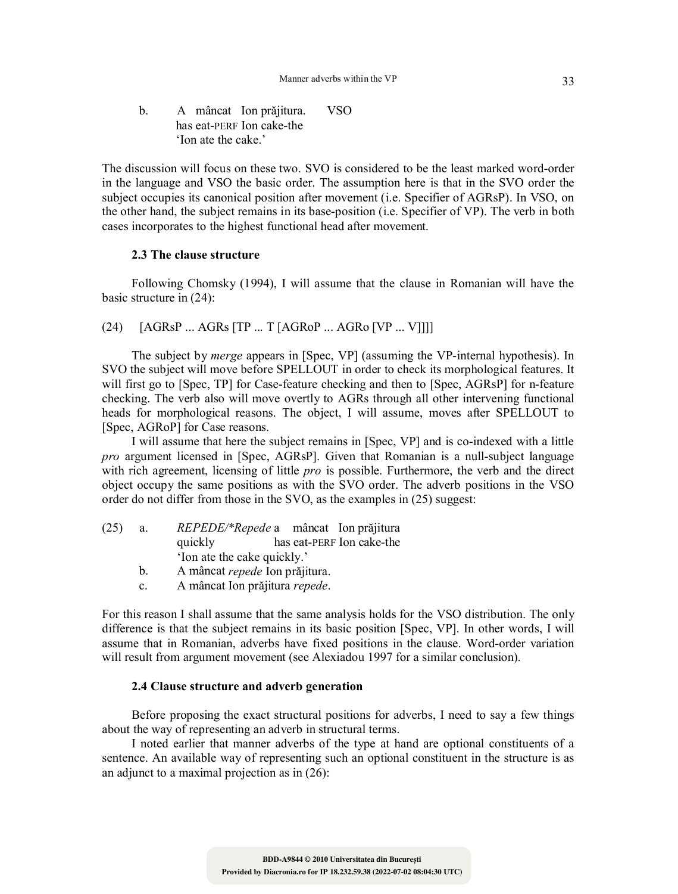b. A mâncat Ion prăjitura. VSO
   has eat-PERF Ion cake-the
   'Ion ate the cake.'

The discussion will focus on these two. SVO is considered to be the least marked word-order in the language and VSO the basic order. The assumption here is that in the SVO order the subject occupies its canonical position after movement (i.e. Specifier of AGRsP). In VSO, on the other hand, the subject remains in its base-position (i.e. Specifier of VP). The verb in both cases incorporates to the highest functional head after movement.

### 2.3 The clause structure

Following Chomsky (1994), I will assume that the clause in Romanian will have the basic structure in (24):

(24) [AGRsP ... AGRs [TP ... T [AGRoP ... AGRo [VP ... V]]]]

The subject by *merge* appears in [Spec, VP] (assuming the VP-internal hypothesis). In SVO the subject will move before SPELLOUT in order to check its morphological features. It will first go to [Spec, TP] for Case-feature checking and then to [Spec, AGRsP] for n-feature checking. The verb also will move overtly to AGRs through all other intervening functional heads for morphological reasons. The object, I will assume, moves after SPELLOUT to [Spec, AGRoP] for Case reasons.

I will assume that here the subject remains in [Spec, VP] and is co-indexed with a little *pro* argument licensed in [Spec, AGRsP]. Given that Romanian is a null-subject language with rich agreement, licensing of little *pro* is possible. Furthermore, the verb and the direct object occupy the same positions as with the SVO order. The adverb positions in the VSO order do not differ from those in the SVO, as the examples in (25) suggest:

(25) a. *REPEDE/\*Repede* a mâncat Ion prăjitura
   quickly has eat-PERF Ion cake-the
   'Ion ate the cake quickly.'
   b. A mâncat *repede* Ion prăjitura.
   c. A mâncat Ion prăjitura *repede*.

For this reason I shall assume that the same analysis holds for the VSO distribution. The only difference is that the subject remains in its basic position [Spec, VP]. In other words, I will assume that in Romanian, adverbs have fixed positions in the clause. Word-order variation will result from argument movement (see Alexiadou 1997 for a similar conclusion).

### 2.4 Clause structure and adverb generation

Before proposing the exact structural positions for adverbs, I need to say a few things about the way of representing an adverb in structural terms.

I noted earlier that manner adverbs of the type at hand are optional constituents of a sentence. An available way of representing such an optional constituent in the structure is as an adjunct to a maximal projection as in (26):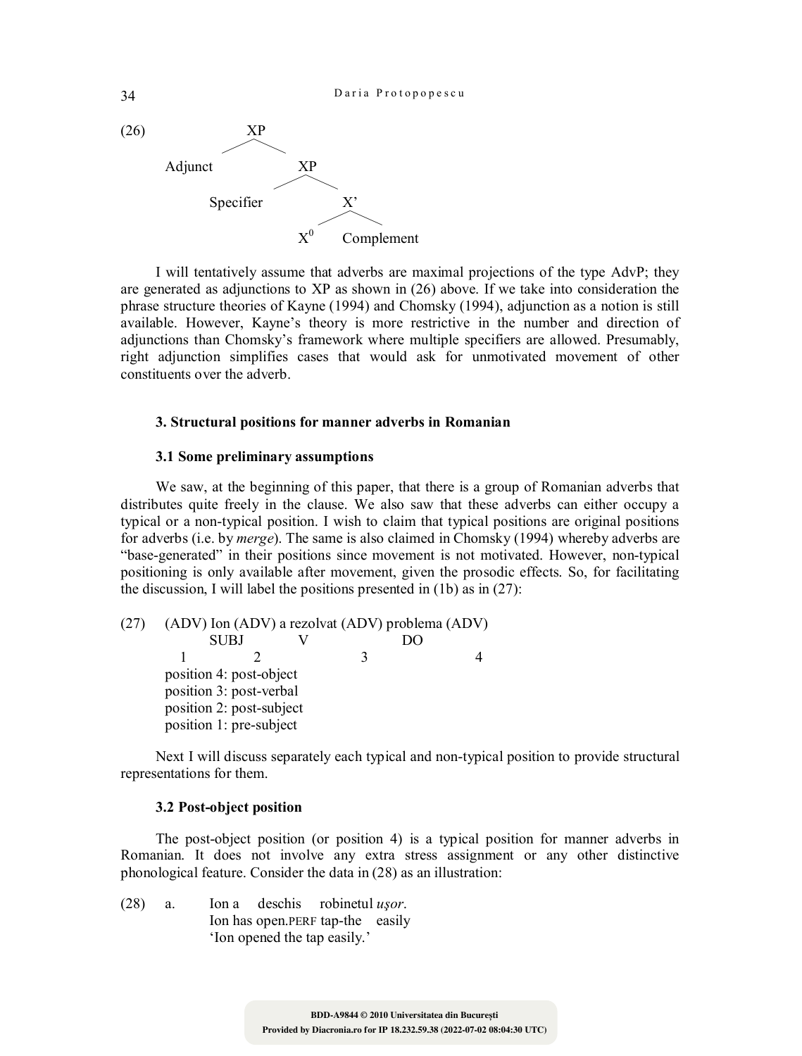(26) [XP Adjunct [XP Specifier [X' $X^0$ Complement]]]

```
(26)              XP
                /    \
        Adjunct        XP
                     /    \
            Specifier       X'
                          /    \
                        X0      Complement
```

I will tentatively assume that adverbs are maximal projections of the type AdvP; they are generated as adjunctions to XP as shown in (26) above. If we take into consideration the phrase structure theories of Kayne (1994) and Chomsky (1994), adjunction as a notion is still available. However, Kayne's theory is more restrictive in the number and direction of adjunctions than Chomsky's framework where multiple specifiers are allowed. Presumably, right adjunction simplifies cases that would ask for unmotivated movement of other constituents over the adverb.

### 3. Structural positions for manner adverbs in Romanian

#### 3.1 Some preliminary assumptions

We saw, at the beginning of this paper, that there is a group of Romanian adverbs that distributes quite freely in the clause. We also saw that these adverbs can either occupy a typical or a non-typical position. I wish to claim that typical positions are original positions for adverbs (i.e. by *merge*). The same is also claimed in Chomsky (1994) whereby adverbs are "base-generated" in their positions since movement is not motivated. However, non-typical positioning is only available after movement, given the prosodic effects. So, for facilitating the discussion, I will label the positions presented in (1b) as in (27):

```
(27)  (ADV) Ion (ADV) a rezolvat (ADV) problema (ADV)
            SUBJ          V              DO
        1          2               3              4
      position 4: post-object
      position 3: post-verbal
      position 2: post-subject
      position 1: pre-subject
```

Next I will discuss separately each typical and non-typical position to provide structural representations for them.

#### 3.2 Post-object position

The post-object position (or position 4) is a typical position for manner adverbs in Romanian. It does not involve any extra stress assignment or any other distinctive phonological feature. Consider the data in (28) as an illustration:

(28) a. Ion a deschis robinetul *uşor*.
Ion has open.PERF tap-the easily
'Ion opened the tap easily.'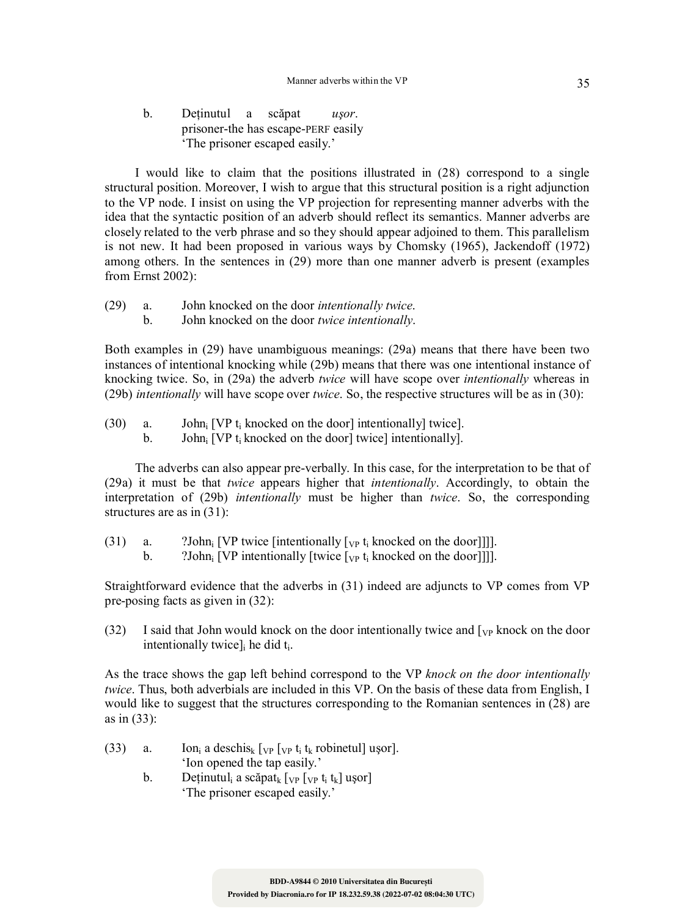b. Deținutul a scăpat *ușor*.
   prisoner-the has escape-PERF easily
   'The prisoner escaped easily.'

I would like to claim that the positions illustrated in (28) correspond to a single structural position. Moreover, I wish to argue that this structural position is a right adjunction to the VP node. I insist on using the VP projection for representing manner adverbs with the idea that the syntactic position of an adverb should reflect its semantics. Manner adverbs are closely related to the verb phrase and so they should appear adjoined to them. This parallelism is not new. It had been proposed in various ways by Chomsky (1965), Jackendoff (1972) among others. In the sentences in (29) more than one manner adverb is present (examples from Ernst 2002):

(29) a. John knocked on the door *intentionally twice*.
     b. John knocked on the door *twice intentionally*.

Both examples in (29) have unambiguous meanings: (29a) means that there have been two instances of intentional knocking while (29b) means that there was one intentional instance of knocking twice. So, in (29a) the adverb *twice* will have scope over *intentionally* whereas in (29b) *intentionally* will have scope over *twice*. So, the respective structures will be as in (30):

(30) a. $John_i$ [VP $t_i$ knocked on the door] intentionally] twice].
     b. $John_i$ [VP $t_i$ knocked on the door] twice] intentionally].

The adverbs can also appear pre-verbally. In this case, for the interpretation to be that of (29a) it must be that *twice* appears higher that *intentionally*. Accordingly, to obtain the interpretation of (29b) *intentionally* must be higher than *twice*. So, the corresponding structures are as in (31):

(31) a. ?$John_i$ [VP twice [intentionally [$_{VP}$ $t_i$ knocked on the door]]]].
     b. ?$John_i$ [VP intentionally [twice [$_{VP}$ $t_i$ knocked on the door]]]].

Straightforward evidence that the adverbs in (31) indeed are adjuncts to VP comes from VP pre-posing facts as given in (32):

(32) I said that John would knock on the door intentionally twice and [$_{VP}$ knock on the door intentionally twice]$_i$ he did $t_i$.

As the trace shows the gap left behind correspond to the VP *knock on the door intentionally twice*. Thus, both adverbials are included in this VP. On the basis of these data from English, I would like to suggest that the structures corresponding to the Romanian sentences in (28) are as in (33):

(33) a. $Ion_i$ a $deschis_k$ [$_{VP}$ [$_{VP}$ $t_i$ $t_k$ robinetul] ușor].
     'Ion opened the tap easily.'
     b. $Deținutul_i$ a $scăpat_k$ [$_{VP}$ [$_{VP}$ $t_i$ $t_k$] ușor]
     'The prisoner escaped easily.'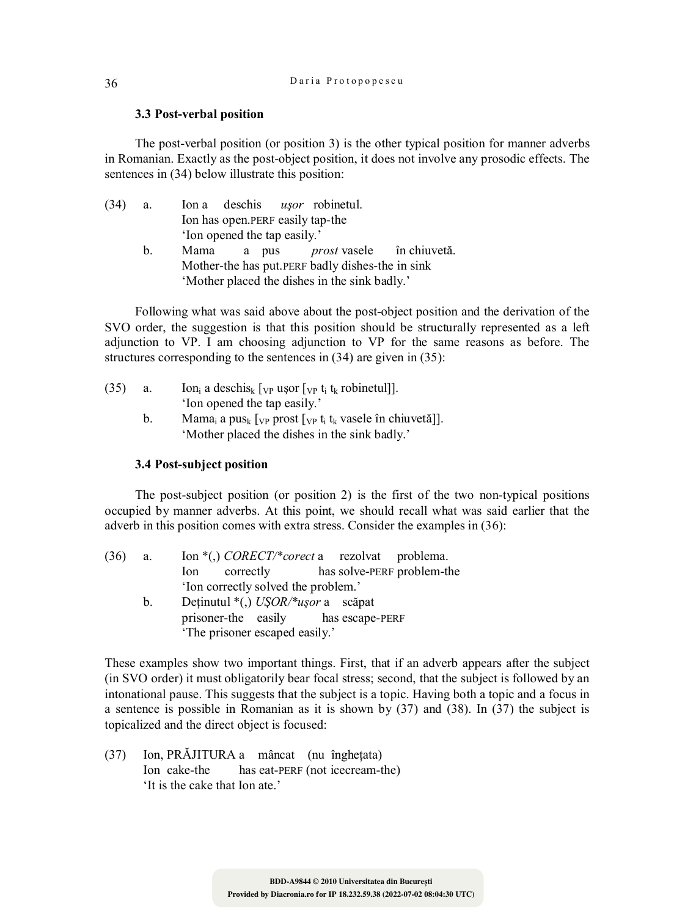### 3.3 Post-verbal position

The post-verbal position (or position 3) is the other typical position for manner adverbs in Romanian. Exactly as the post-object position, it does not involve any prosodic effects. The sentences in (34) below illustrate this position:

(34) a. Ion a deschis *uşor* robinetul.
Ion has open.PERF easily tap-the
'Ion opened the tap easily.'

b. Mama a pus *prost* vasele în chiuvetă.
Mother-the has put.PERF badly dishes-the in sink
'Mother placed the dishes in the sink badly.'

Following what was said above about the post-object position and the derivation of the SVO order, the suggestion is that this position should be structurally represented as a left adjunction to VP. I am choosing adjunction to VP for the same reasons as before. The structures corresponding to the sentences in (34) are given in (35):

(35) a. $\text{Ion}_i$ a $\text{deschis}_k$ $[_{VP}$ uşor $[_{VP}$ $t_i$ $t_k$ robinetul$]]$.
'Ion opened the tap easily.'

b. $\text{Mama}_i$ a $\text{pus}_k$ $[_{VP}$ prost $[_{VP}$ $t_i$ $t_k$ vasele în chiuvetă$]]$.
'Mother placed the dishes in the sink badly.'

### 3.4 Post-subject position

The post-subject position (or position 2) is the first of the two non-typical positions occupied by manner adverbs. At this point, we should recall what was said earlier that the adverb in this position comes with extra stress. Consider the examples in (36):

(36) a. Ion *(,) *CORECT/*corect* a rezolvat problema.
Ion correctly has solve-PERF problem-the
'Ion correctly solved the problem.'

b. Deţinutul *(,) *UŞOR/*uşor* a scăpat
prisoner-the easily has escape-PERF
'The prisoner escaped easily.'

These examples show two important things. First, that if an adverb appears after the subject (in SVO order) it must obligatorily bear focal stress; second, that the subject is followed by an intonational pause. This suggests that the subject is a topic. Having both a topic and a focus in a sentence is possible in Romanian as it is shown by (37) and (38). In (37) the subject is topicalized and the direct object is focused:

(37) Ion, PRĂJITURA a mâncat (nu îngheţata)
Ion cake-the has eat-PERF (not icecream-the)
'It is the cake that Ion ate.'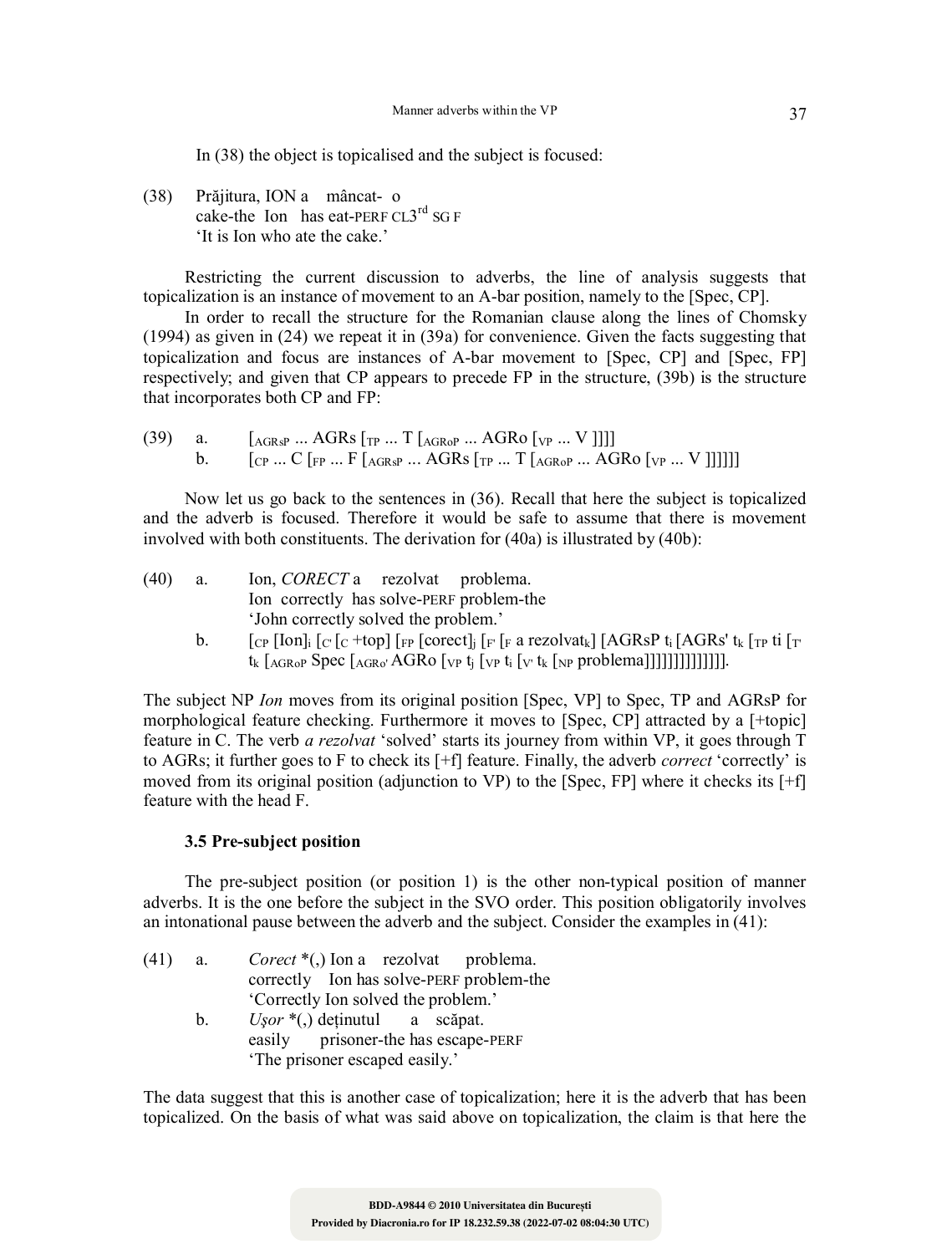In (38) the object is topicalised and the subject is focused:

(38) Prăjitura, ION a mâncat- o
cake-the Ion has eat-PERF CL3rd SG F
'It is Ion who ate the cake.'

Restricting the current discussion to adverbs, the line of analysis suggests that topicalization is an instance of movement to an A-bar position, namely to the [Spec, CP].

In order to recall the structure for the Romanian clause along the lines of Chomsky (1994) as given in (24) we repeat it in (39a) for convenience. Given the facts suggesting that topicalization and focus are instances of A-bar movement to [Spec, CP] and [Spec, FP] respectively; and given that CP appears to precede FP in the structure, (39b) is the structure that incorporates both CP and FP:

(39) a. [$_{AGRsP}$ ... AGRs [$_{TP}$ ... T [$_{AGRoP}$ ... AGRo [$_{VP}$ ... V ]]]]
b. [$_{CP}$ ... C [$_{FP}$ ... F [$_{AGRsP}$ ... AGRs [$_{TP}$ ... T [$_{AGRoP}$ ... AGRo [$_{VP}$ ... V ]]]]]]

Now let us go back to the sentences in (36). Recall that here the subject is topicalized and the adverb is focused. Therefore it would be safe to assume that there is movement involved with both constituents. The derivation for (40a) is illustrated by (40b):

(40) a. Ion, *CORECT* a rezolvat problema.
Ion correctly has solve-PERF problem-the
'John correctly solved the problem.'
b. [$_{CP}$ [Ion]$_i$ [$_{C'}$ [$_C$ +top] [$_{FP}$ [corect]$_j$ [$_{F'}$ [$_F$ a rezolvat$_k$] [AGRsP t$_i$ [AGRs' t$_k$ [$_{TP}$ ti [$_{T'}$ t$_k$ [$_{AGRoP}$ Spec [$_{AGRo'}$ AGRo [$_{VP}$ t$_j$ [$_{VP}$ t$_i$ [$_{V'}$ t$_k$ [$_{NP}$ problema]]]]]]]]]]]]]].

The subject NP *Ion* moves from its original position [Spec, VP] to Spec, TP and AGRsP for morphological feature checking. Furthermore it moves to [Spec, CP] attracted by a [+topic] feature in C. The verb *a rezolvat* 'solved' starts its journey from within VP, it goes through T to AGRs; it further goes to F to check its [+f] feature. Finally, the adverb *correct* 'correctly' is moved from its original position (adjunction to VP) to the [Spec, FP] where it checks its [+f] feature with the head F.

### 3.5 Pre-subject position

The pre-subject position (or position 1) is the other non-typical position of manner adverbs. It is the one before the subject in the SVO order. This position obligatorily involves an intonational pause between the adverb and the subject. Consider the examples in (41):

(41) a. *Corect* *(,) Ion a rezolvat problema.
correctly Ion has solve-PERF problem-the
'Correctly Ion solved the problem.'
b. *Uşor* *(,) deținutul a scăpat.
easily prisoner-the has escape-PERF
'The prisoner escaped easily.'

The data suggest that this is another case of topicalization; here it is the adverb that has been topicalized. On the basis of what was said above on topicalization, the claim is that here the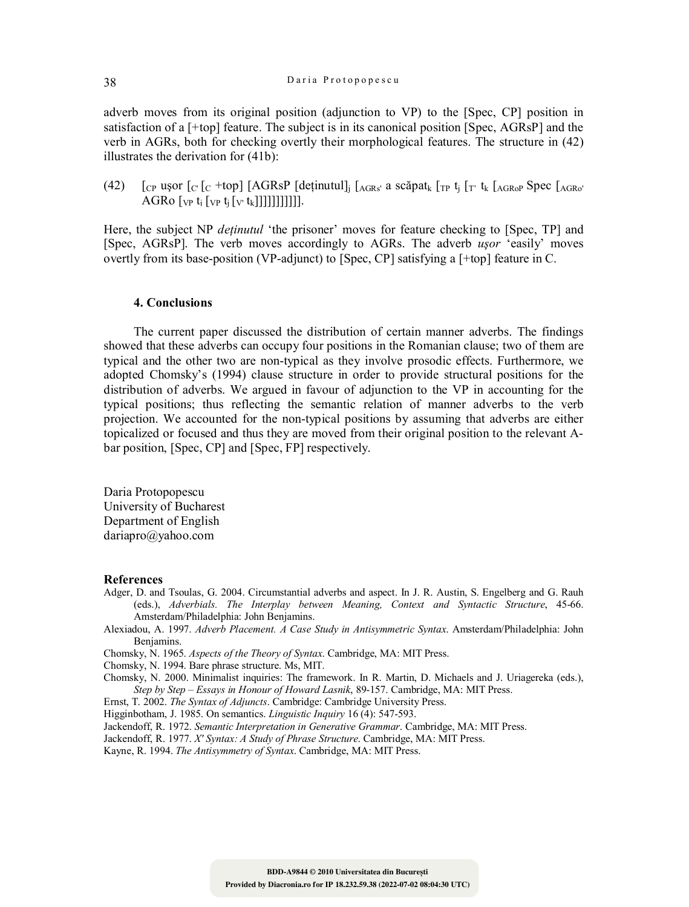adverb moves from its original position (adjunction to VP) to the [Spec, CP] position in satisfaction of a [+top] feature. The subject is in its canonical position [Spec, AGRsP] and the verb in AGRs, both for checking overtly their morphological features. The structure in (42) illustrates the derivation for (41b):

(42) $[_{CP}$ uşor $[_{C'}$ $[_{C}$ +top] [AGRsP [deținutul]$_{j}$ $[_{AGRs'}$ a scăpat$_{k}$ $[_{TP}$ t$_{j}$ $[_{T'}$ t$_{k}$ $[_{AGRoP}$ Spec $[_{AGRo'}$ AGRo $[_{VP}$ t$_{i}$ $[_{VP}$ t$_{j}$ $[_{V'}$ t$_{k}$]]]]]]]]]]].

Here, the subject NP *deținutul* 'the prisoner' moves for feature checking to [Spec, TP] and [Spec, AGRsP]. The verb moves accordingly to AGRs. The adverb *uşor* 'easily' moves overtly from its base-position (VP-adjunct) to [Spec, CP] satisfying a [+top] feature in C.

### 4. Conclusions

The current paper discussed the distribution of certain manner adverbs. The findings showed that these adverbs can occupy four positions in the Romanian clause; two of them are typical and the other two are non-typical as they involve prosodic effects. Furthermore, we adopted Chomsky's (1994) clause structure in order to provide structural positions for the distribution of adverbs. We argued in favour of adjunction to the VP in accounting for the typical positions; thus reflecting the semantic relation of manner adverbs to the verb projection. We accounted for the non-typical positions by assuming that adverbs are either topicalized or focused and thus they are moved from their original position to the relevant A-bar position, [Spec, CP] and [Spec, FP] respectively.

Daria Protopopescu
University of Bucharest
Department of English
dariapro@yahoo.com

### References

Adger, D. and Tsoulas, G. 2004. Circumstantial adverbs and aspect. In J. R. Austin, S. Engelberg and G. Rauh (eds.), *Adverbials. The Interplay between Meaning, Context and Syntactic Structure*, 45-66. Amsterdam/Philadelphia: John Benjamins.

Alexiadou, A. 1997. *Adverb Placement. A Case Study in Antisymmetric Syntax*. Amsterdam/Philadelphia: John Benjamins.

Chomsky, N. 1965. *Aspects of the Theory of Syntax*. Cambridge, MA: MIT Press.

Chomsky, N. 1994. Bare phrase structure. Ms, MIT.

Chomsky, N. 2000. Minimalist inquiries: The framework. In R. Martin, D. Michaels and J. Uriagereka (eds.), *Step by Step – Essays in Honour of Howard Lasnik*, 89-157. Cambridge, MA: MIT Press.

Ernst, T. 2002. *The Syntax of Adjuncts*. Cambridge: Cambridge University Press.

Higginbotham, J. 1985. On semantics. *Linguistic Inquiry* 16 (4): 547-593.

Jackendoff, R. 1972. *Semantic Interpretation in Generative Grammar*. Cambridge, MA: MIT Press.

Jackendoff, R. 1977. *X' Syntax: A Study of Phrase Structure*. Cambridge, MA: MIT Press.

Kayne, R. 1994. *The Antisymmetry of Syntax*. Cambridge, MA: MIT Press.